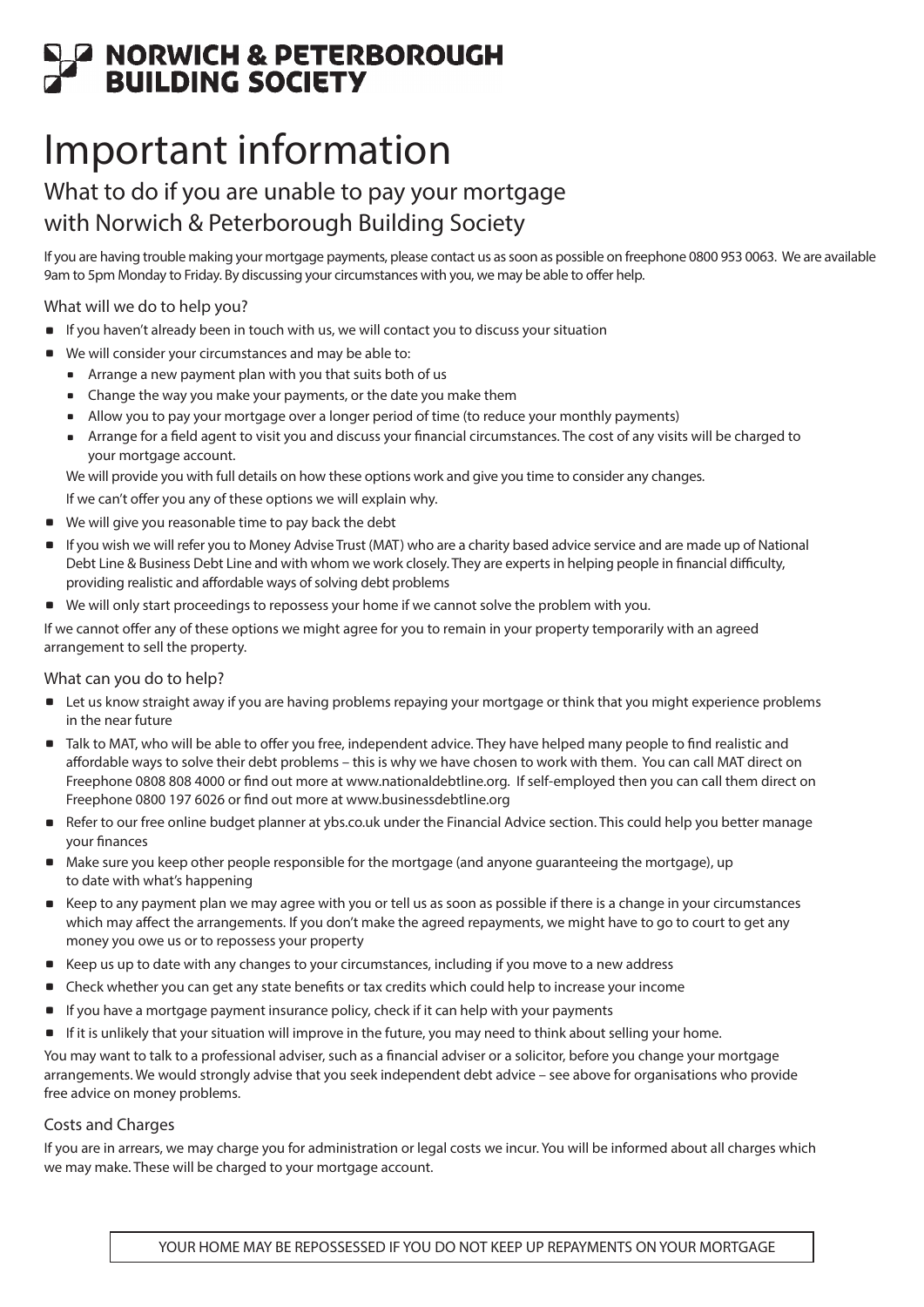# NORWICH & PETERBOROUGH BUILDING SOCIETY

# Important information

## What to do if you are unable to pay your mortgage with Norwich & Peterborough Building Society

If you are having trouble making your mortgage payments, please contact us as soon as possible on freephone 0800 953 0063. We are available 9am to 5pm Monday to Friday. By discussing your circumstances with you, we may be able to offer help.

### What will we do to help you?

- If you haven't already been in touch with us, we will contact you to discuss your situation
- We will consider your circumstances and may be able to:
  - Arrange a new payment plan with you that suits both of us
  - Change the way you make your payments, or the date you make them
  - Allow you to pay your mortgage over a longer period of time (to reduce your monthly payments)
  - Arrange for a field agent to visit you and discuss your financial circumstances. The cost of any visits will be charged to your mortgage account.

  We will provide you with full details on how these options work and give you time to consider any changes.

  If we can't offer you any of these options we will explain why.
- We will give you reasonable time to pay back the debt
- If you wish we will refer you to Money Advise Trust (MAT) who are a charity based advice service and are made up of National Debt Line & Business Debt Line and with whom we work closely. They are experts in helping people in financial difficulty, providing realistic and affordable ways of solving debt problems
- We will only start proceedings to repossess your home if we cannot solve the problem with you.

If we cannot offer any of these options we might agree for you to remain in your property temporarily with an agreed arrangement to sell the property.

### What can you do to help?

- Let us know straight away if you are having problems repaying your mortgage or think that you might experience problems in the near future
- Talk to MAT, who will be able to offer you free, independent advice. They have helped many people to find realistic and affordable ways to solve their debt problems – this is why we have chosen to work with them. You can call MAT direct on Freephone 0808 808 4000 or find out more at www.nationaldebtline.org. If self-employed then you can call them direct on Freephone 0800 197 6026 or find out more at www.businessdebtline.org
- Refer to our free online budget planner at ybs.co.uk under the Financial Advice section. This could help you better manage your finances
- Make sure you keep other people responsible for the mortgage (and anyone guaranteeing the mortgage), up to date with what's happening
- Keep to any payment plan we may agree with you or tell us as soon as possible if there is a change in your circumstances which may affect the arrangements. If you don't make the agreed repayments, we might have to go to court to get any money you owe us or to repossess your property
- Keep us up to date with any changes to your circumstances, including if you move to a new address
- Check whether you can get any state benefits or tax credits which could help to increase your income
- If you have a mortgage payment insurance policy, check if it can help with your payments
- If it is unlikely that your situation will improve in the future, you may need to think about selling your home.

You may want to talk to a professional adviser, such as a financial adviser or a solicitor, before you change your mortgage arrangements. We would strongly advise that you seek independent debt advice – see above for organisations who provide free advice on money problems.

### Costs and Charges

If you are in arrears, we may charge you for administration or legal costs we incur. You will be informed about all charges which we may make. These will be charged to your mortgage account.

YOUR HOME MAY BE REPOSSESSED IF YOU DO NOT KEEP UP REPAYMENTS ON YOUR MORTGAGE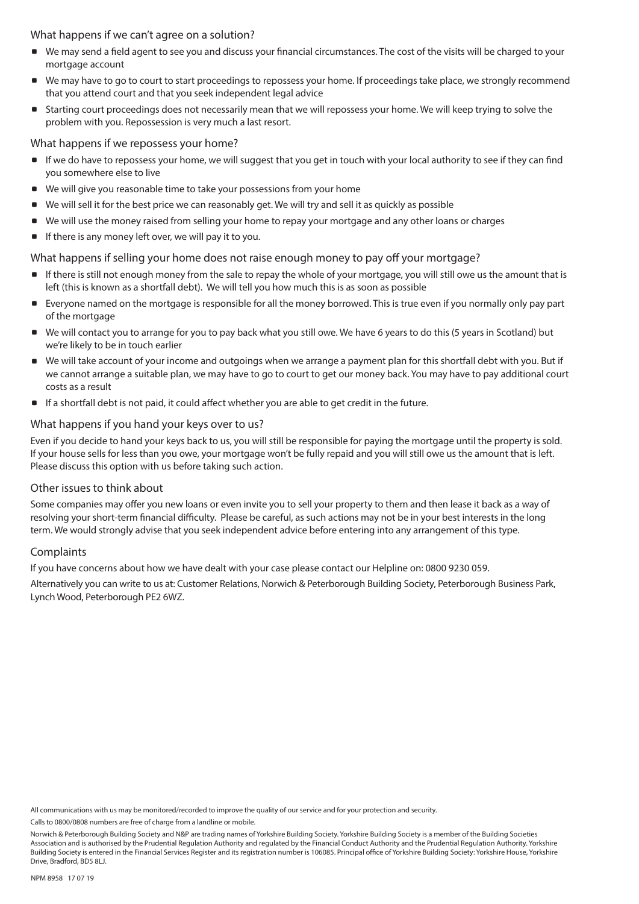## What happens if we can't agree on a solution?

- We may send a field agent to see you and discuss your financial circumstances. The cost of the visits will be charged to your mortgage account
- We may have to go to court to start proceedings to repossess your home. If proceedings take place, we strongly recommend that you attend court and that you seek independent legal advice
- Starting court proceedings does not necessarily mean that we will repossess your home. We will keep trying to solve the problem with you. Repossession is very much a last resort.

## What happens if we repossess your home?

- If we do have to repossess your home, we will suggest that you get in touch with your local authority to see if they can find you somewhere else to live
- We will give you reasonable time to take your possessions from your home
- We will sell it for the best price we can reasonably get. We will try and sell it as quickly as possible
- We will use the money raised from selling your home to repay your mortgage and any other loans or charges
- If there is any money left over, we will pay it to you.

## What happens if selling your home does not raise enough money to pay off your mortgage?

- If there is still not enough money from the sale to repay the whole of your mortgage, you will still owe us the amount that is left (this is known as a shortfall debt). We will tell you how much this is as soon as possible
- Everyone named on the mortgage is responsible for all the money borrowed. This is true even if you normally only pay part of the mortgage
- We will contact you to arrange for you to pay back what you still owe. We have 6 years to do this (5 years in Scotland) but we're likely to be in touch earlier
- We will take account of your income and outgoings when we arrange a payment plan for this shortfall debt with you. But if we cannot arrange a suitable plan, we may have to go to court to get our money back. You may have to pay additional court costs as a result
- If a shortfall debt is not paid, it could affect whether you are able to get credit in the future.

## What happens if you hand your keys over to us?

Even if you decide to hand your keys back to us, you will still be responsible for paying the mortgage until the property is sold. If your house sells for less than you owe, your mortgage won't be fully repaid and you will still owe us the amount that is left. Please discuss this option with us before taking such action.

## Other issues to think about

Some companies may offer you new loans or even invite you to sell your property to them and then lease it back as a way of resolving your short-term financial difficulty. Please be careful, as such actions may not be in your best interests in the long term. We would strongly advise that you seek independent advice before entering into any arrangement of this type.

## Complaints

If you have concerns about how we have dealt with your case please contact our Helpline on: 0800 9230 059.

Alternatively you can write to us at: Customer Relations, Norwich & Peterborough Building Society, Peterborough Business Park, Lynch Wood, Peterborough PE2 6WZ.

All communications with us may be monitored/recorded to improve the quality of our service and for your protection and security.

Calls to 0800/0808 numbers are free of charge from a landline or mobile.

Norwich & Peterborough Building Society and N&P are trading names of Yorkshire Building Society. Yorkshire Building Society is a member of the Building Societies Association and is authorised by the Prudential Regulation Authority and regulated by the Financial Conduct Authority and the Prudential Regulation Authority. Yorkshire Building Society is entered in the Financial Services Register and its registration number is 106085. Principal office of Yorkshire Building Society: Yorkshire House, Yorkshire Drive, Bradford, BD5 8LJ.

NPM 8958 17 07 19